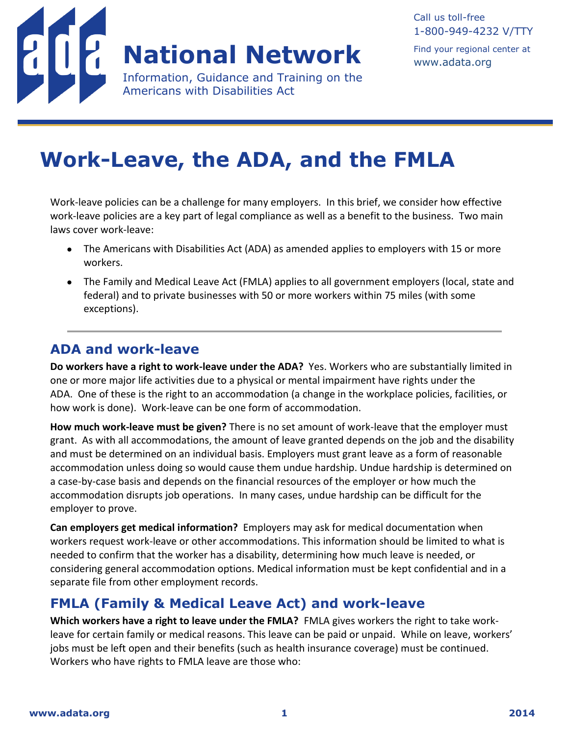# ADA National Network

Information, Guidance and Training on the Americans with Disabilities Act

Call us toll-free 1-800-949-4232 V/TTY

Find your regional center at www.adata.org

# Work-Leave, the ADA, and the FMLA

Work-leave policies can be a challenge for many employers. In this brief, we consider how effective work-leave policies are a key part of legal compliance as well as a benefit to the business. Two main laws cover work-leave:

- The Americans with Disabilities Act (ADA) as amended applies to employers with 15 or more workers.
- The Family and Medical Leave Act (FMLA) applies to all government employers (local, state and federal) and to private businesses with 50 or more workers within 75 miles (with some exceptions).

## ADA and work-leave

**Do workers have a right to work-leave under the ADA?** Yes. Workers who are substantially limited in one or more major life activities due to a physical or mental impairment have rights under the ADA. One of these is the right to an accommodation (a change in the workplace policies, facilities, or how work is done). Work-leave can be one form of accommodation.

**How much work-leave must be given?** There is no set amount of work-leave that the employer must grant. As with all accommodations, the amount of leave granted depends on the job and the disability and must be determined on an individual basis. Employers must grant leave as a form of reasonable accommodation unless doing so would cause them undue hardship. Undue hardship is determined on a case-by-case basis and depends on the financial resources of the employer or how much the accommodation disrupts job operations. In many cases, undue hardship can be difficult for the employer to prove.

**Can employers get medical information?** Employers may ask for medical documentation when workers request work-leave or other accommodations. This information should be limited to what is needed to confirm that the worker has a disability, determining how much leave is needed, or considering general accommodation options. Medical information must be kept confidential and in a separate file from other employment records.

## FMLA (Family & Medical Leave Act) and work-leave

**Which workers have a right to leave under the FMLA?** FMLA gives workers the right to take work-leave for certain family or medical reasons. This leave can be paid or unpaid. While on leave, workers' jobs must be left open and their benefits (such as health insurance coverage) must be continued. Workers who have rights to FMLA leave are those who: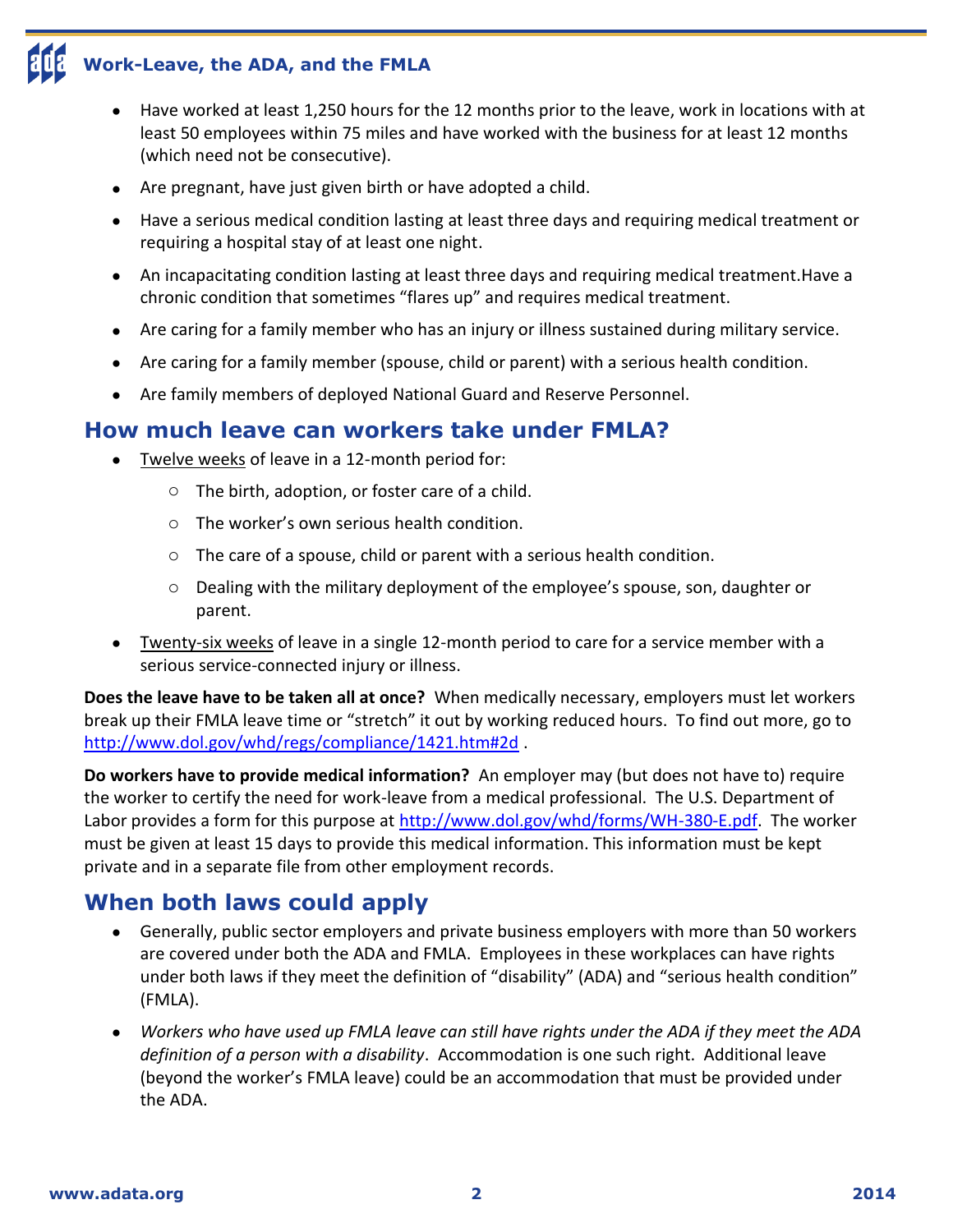- Have worked at least 1,250 hours for the 12 months prior to the leave, work in locations with at least 50 employees within 75 miles and have worked with the business for at least 12 months (which need not be consecutive).
- Are pregnant, have just given birth or have adopted a child.
- Have a serious medical condition lasting at least three days and requiring medical treatment or requiring a hospital stay of at least one night.
- An incapacitating condition lasting at least three days and requiring medical treatment.Have a chronic condition that sometimes "flares up" and requires medical treatment.
- Are caring for a family member who has an injury or illness sustained during military service.
- Are caring for a family member (spouse, child or parent) with a serious health condition.
- Are family members of deployed National Guard and Reserve Personnel.

## How much leave can workers take under FMLA?

- <u>Twelve weeks</u> of leave in a 12-month period for:
  - The birth, adoption, or foster care of a child.
  - The worker's own serious health condition.
  - The care of a spouse, child or parent with a serious health condition.
  - Dealing with the military deployment of the employee's spouse, son, daughter or parent.
- <u>Twenty-six weeks</u> of leave in a single 12-month period to care for a service member with a serious service-connected injury or illness.

**Does the leave have to be taken all at once?** When medically necessary, employers must let workers break up their FMLA leave time or "stretch" it out by working reduced hours. To find out more, go to [http://www.dol.gov/whd/regs/compliance/1421.htm#2d](http://www.dol.gov/whd/regs/compliance/1421.htm#2d) .

**Do workers have to provide medical information?** An employer may (but does not have to) require the worker to certify the need for work-leave from a medical professional. The U.S. Department of Labor provides a form for this purpose at [http://www.dol.gov/whd/forms/WH-380-E.pdf](http://www.dol.gov/whd/forms/WH-380-E.pdf). The worker must be given at least 15 days to provide this medical information. This information must be kept private and in a separate file from other employment records.

## When both laws could apply

- Generally, public sector employers and private business employers with more than 50 workers are covered under both the ADA and FMLA. Employees in these workplaces can have rights under both laws if they meet the definition of "disability" (ADA) and "serious health condition" (FMLA).
- *Workers who have used up FMLA leave can still have rights under the ADA if they meet the ADA definition of a person with a disability*. Accommodation is one such right. Additional leave (beyond the worker's FMLA leave) could be an accommodation that must be provided under the ADA.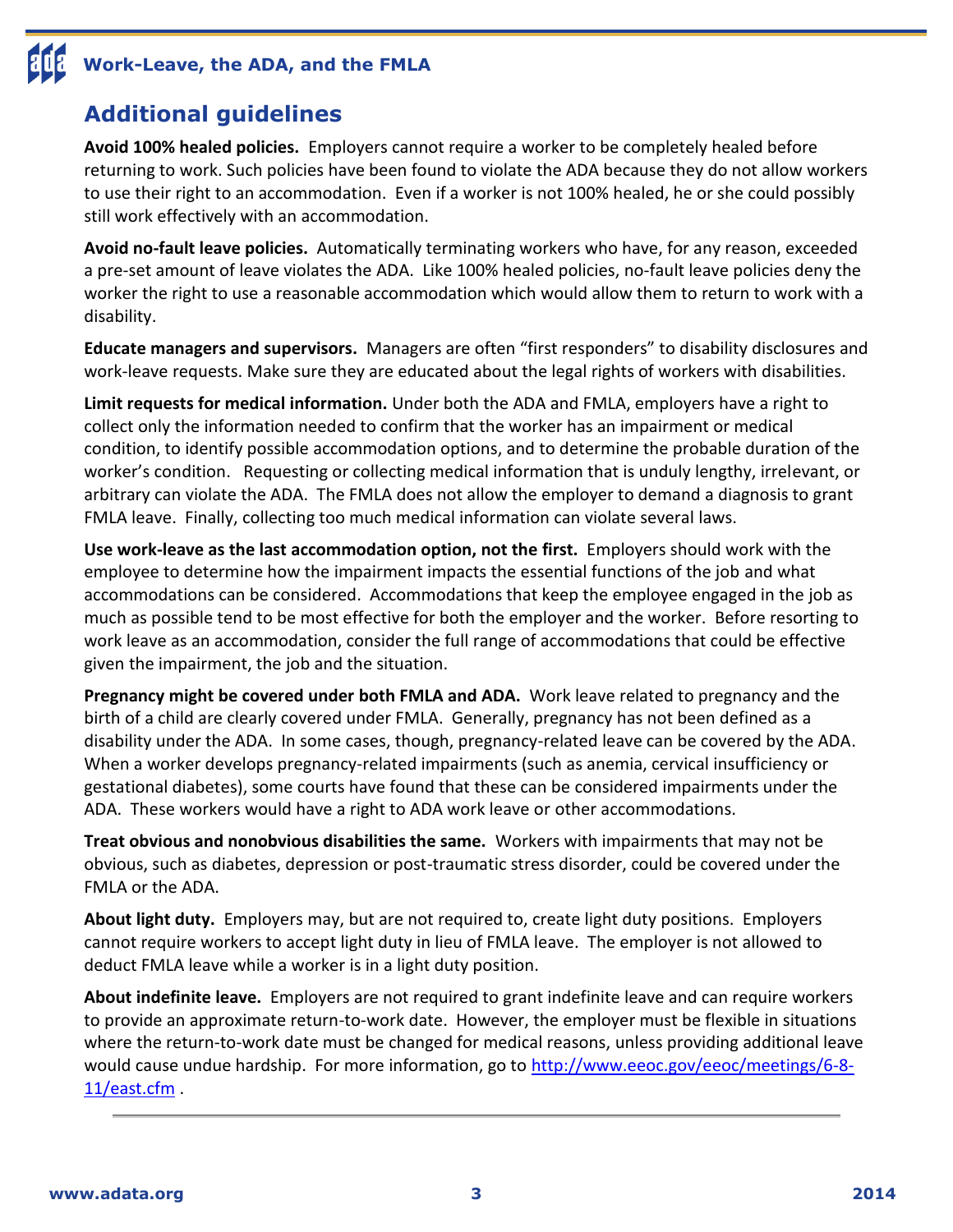## Additional guidelines

**Avoid 100% healed policies.** Employers cannot require a worker to be completely healed before returning to work. Such policies have been found to violate the ADA because they do not allow workers to use their right to an accommodation. Even if a worker is not 100% healed, he or she could possibly still work effectively with an accommodation.

**Avoid no-fault leave policies.** Automatically terminating workers who have, for any reason, exceeded a pre-set amount of leave violates the ADA. Like 100% healed policies, no-fault leave policies deny the worker the right to use a reasonable accommodation which would allow them to return to work with a disability.

**Educate managers and supervisors.** Managers are often "first responders" to disability disclosures and work-leave requests. Make sure they are educated about the legal rights of workers with disabilities.

**Limit requests for medical information.** Under both the ADA and FMLA, employers have a right to collect only the information needed to confirm that the worker has an impairment or medical condition, to identify possible accommodation options, and to determine the probable duration of the worker's condition. Requesting or collecting medical information that is unduly lengthy, irrelevant, or arbitrary can violate the ADA. The FMLA does not allow the employer to demand a diagnosis to grant FMLA leave. Finally, collecting too much medical information can violate several laws.

**Use work-leave as the last accommodation option, not the first.** Employers should work with the employee to determine how the impairment impacts the essential functions of the job and what accommodations can be considered. Accommodations that keep the employee engaged in the job as much as possible tend to be most effective for both the employer and the worker. Before resorting to work leave as an accommodation, consider the full range of accommodations that could be effective given the impairment, the job and the situation.

**Pregnancy might be covered under both FMLA and ADA.** Work leave related to pregnancy and the birth of a child are clearly covered under FMLA. Generally, pregnancy has not been defined as a disability under the ADA. In some cases, though, pregnancy-related leave can be covered by the ADA. When a worker develops pregnancy-related impairments (such as anemia, cervical insufficiency or gestational diabetes), some courts have found that these can be considered impairments under the ADA. These workers would have a right to ADA work leave or other accommodations.

**Treat obvious and nonobvious disabilities the same.** Workers with impairments that may not be obvious, such as diabetes, depression or post-traumatic stress disorder, could be covered under the FMLA or the ADA.

**About light duty.** Employers may, but are not required to, create light duty positions. Employers cannot require workers to accept light duty in lieu of FMLA leave. The employer is not allowed to deduct FMLA leave while a worker is in a light duty position.

**About indefinite leave.** Employers are not required to grant indefinite leave and can require workers to provide an approximate return-to-work date. However, the employer must be flexible in situations where the return-to-work date must be changed for medical reasons, unless providing additional leave would cause undue hardship. For more information, go to [http://www.eeoc.gov/eeoc/meetings/6-8-11/east.cfm](http://www.eeoc.gov/eeoc/meetings/6-8-11/east.cfm) .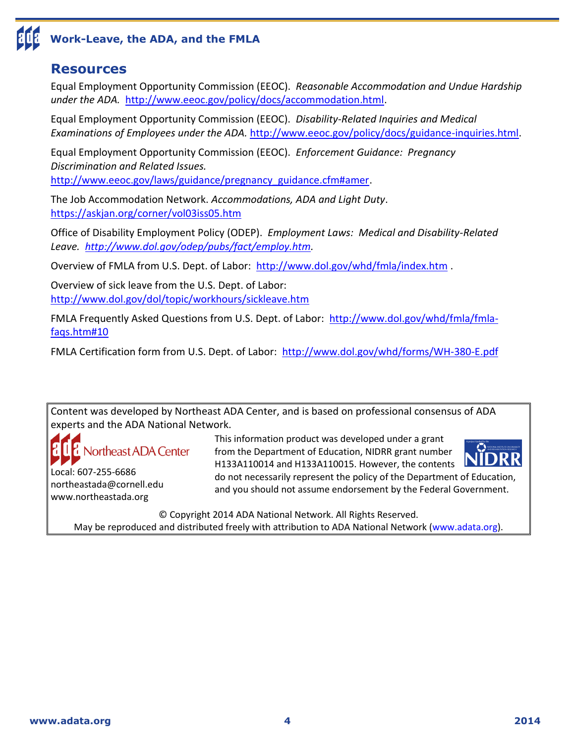## Resources

Equal Employment Opportunity Commission (EEOC). *Reasonable Accommodation and Undue Hardship under the ADA.* http://www.eeoc.gov/policy/docs/accommodation.html.

Equal Employment Opportunity Commission (EEOC). *Disability-Related Inquiries and Medical Examinations of Employees under the ADA.* http://www.eeoc.gov/policy/docs/guidance-inquiries.html.

Equal Employment Opportunity Commission (EEOC). *Enforcement Guidance: Pregnancy Discrimination and Related Issues.* http://www.eeoc.gov/laws/guidance/pregnancy_guidance.cfm#amer.

The Job Accommodation Network. *Accommodations, ADA and Light Duty*. https://askjan.org/corner/vol03iss05.htm

Office of Disability Employment Policy (ODEP). *Employment Laws: Medical and Disability-Related Leave. http://www.dol.gov/odep/pubs/fact/employ.htm.*

Overview of FMLA from U.S. Dept. of Labor: http://www.dol.gov/whd/fmla/index.htm .

Overview of sick leave from the U.S. Dept. of Labor: http://www.dol.gov/dol/topic/workhours/sickleave.htm

FMLA Frequently Asked Questions from U.S. Dept. of Labor: http://www.dol.gov/whd/fmla/fmla-faqs.htm#10

FMLA Certification form from U.S. Dept. of Labor: http://www.dol.gov/whd/forms/WH-380-E.pdf

---

Content was developed by Northeast ADA Center, and is based on professional consensus of ADA experts and the ADA National Network.

Northeast ADA Center
Local: 607-255-6686
northeastada@cornell.edu
www.northeastada.org

This information product was developed under a grant from the Department of Education, NIDRR grant number H133A110014 and H133A110015. However, the contents do not necessarily represent the policy of the Department of Education, and you should not assume endorsement by the Federal Government.

© Copyright 2014 ADA National Network. All Rights Reserved.
May be reproduced and distributed freely with attribution to ADA National Network (www.adata.org).